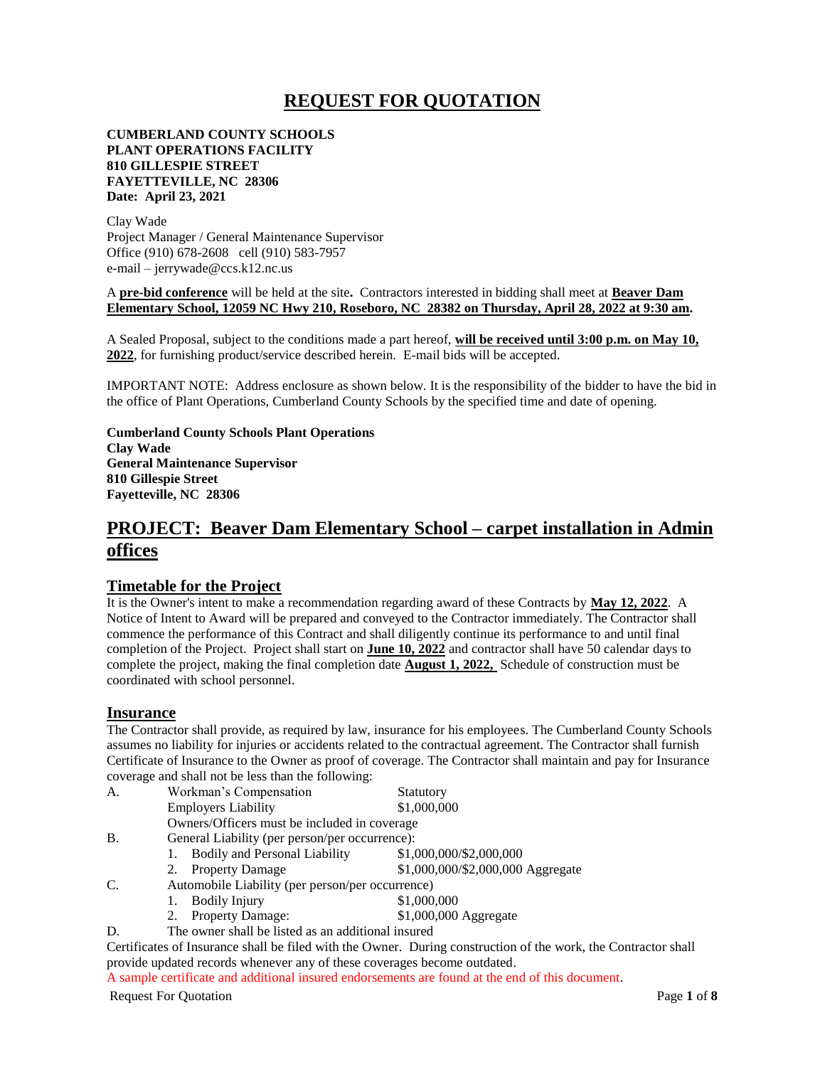# REQUEST FOR QUOTATION

**CUMBERLAND COUNTY SCHOOLS**
**PLANT OPERATIONS FACILITY**
**810 GILLESPIE STREET**
**FAYETTEVILLE, NC 28306**
**Date: April 23, 2021**

Clay Wade
Project Manager / General Maintenance Supervisor
Office (910) 678-2608 cell (910) 583-7957
e-mail – jerrywade@ccs.k12.nc.us

A **pre-bid conference** will be held at the site**.** Contractors interested in bidding shall meet at **Beaver Dam Elementary School, 12059 NC Hwy 210, Roseboro, NC 28382 on Thursday, April 28, 2022 at 9:30 am.**

A Sealed Proposal, subject to the conditions made a part hereof, **will be received until 3:00 p.m. on May 10, 2022**, for furnishing product/service described herein. E-mail bids will be accepted.

IMPORTANT NOTE: Address enclosure as shown below. It is the responsibility of the bidder to have the bid in the office of Plant Operations, Cumberland County Schools by the specified time and date of opening.

**Cumberland County Schools Plant Operations**
**Clay Wade**
**General Maintenance Supervisor**
**810 Gillespie Street**
**Fayetteville, NC 28306**

## PROJECT: Beaver Dam Elementary School – carpet installation in Admin offices

### Timetable for the Project

It is the Owner's intent to make a recommendation regarding award of these Contracts by **May 12, 2022**. A Notice of Intent to Award will be prepared and conveyed to the Contractor immediately. The Contractor shall commence the performance of this Contract and shall diligently continue its performance to and until final completion of the Project. Project shall start on **June 10, 2022** and contractor shall have 50 calendar days to complete the project, making the final completion date **August 1, 2022,** Schedule of construction must be coordinated with school personnel.

### Insurance

The Contractor shall provide, as required by law, insurance for his employees. The Cumberland County Schools assumes no liability for injuries or accidents related to the contractual agreement. The Contractor shall furnish Certificate of Insurance to the Owner as proof of coverage. The Contractor shall maintain and pay for Insurance coverage and shall not be less than the following:

A. Workman's Compensation — Statutory
   Employers Liability — $1,000,000
   Owners/Officers must be included in coverage

B. General Liability (per person/per occurrence):
   1. Bodily and Personal Liability — $1,000,000/$2,000,000
   2. Property Damage — $1,000,000/$2,000,000 Aggregate

C. Automobile Liability (per person/per occurrence)
   1. Bodily Injury — $1,000,000
   2. Property Damage: — $1,000,000 Aggregate

D. The owner shall be listed as an additional insured

Certificates of Insurance shall be filed with the Owner. During construction of the work, the Contractor shall provide updated records whenever any of these coverages become outdated.

A sample certificate and additional insured endorsements are found at the end of this document.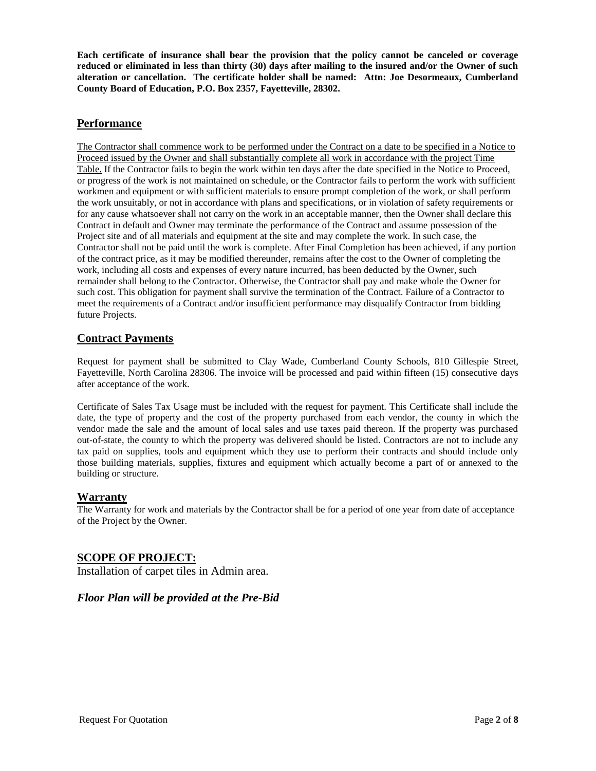**Each certificate of insurance shall bear the provision that the policy cannot be canceled or coverage reduced or eliminated in less than thirty (30) days after mailing to the insured and/or the Owner of such alteration or cancellation. The certificate holder shall be named: Attn: Joe Desormeaux, Cumberland County Board of Education, P.O. Box 2357, Fayetteville, 28302.**

## Performance

<u>The Contractor shall commence work to be performed under the Contract on a date to be specified in a Notice to Proceed issued by the Owner and shall substantially complete all work in accordance with the project Time Table.</u> If the Contractor fails to begin the work within ten days after the date specified in the Notice to Proceed, or progress of the work is not maintained on schedule, or the Contractor fails to perform the work with sufficient workmen and equipment or with sufficient materials to ensure prompt completion of the work, or shall perform the work unsuitably, or not in accordance with plans and specifications, or in violation of safety requirements or for any cause whatsoever shall not carry on the work in an acceptable manner, then the Owner shall declare this Contract in default and Owner may terminate the performance of the Contract and assume possession of the Project site and of all materials and equipment at the site and may complete the work. In such case, the Contractor shall not be paid until the work is complete. After Final Completion has been achieved, if any portion of the contract price, as it may be modified thereunder, remains after the cost to the Owner of completing the work, including all costs and expenses of every nature incurred, has been deducted by the Owner, such remainder shall belong to the Contractor. Otherwise, the Contractor shall pay and make whole the Owner for such cost. This obligation for payment shall survive the termination of the Contract. Failure of a Contractor to meet the requirements of a Contract and/or insufficient performance may disqualify Contractor from bidding future Projects.

## Contract Payments

Request for payment shall be submitted to Clay Wade, Cumberland County Schools, 810 Gillespie Street, Fayetteville, North Carolina 28306. The invoice will be processed and paid within fifteen (15) consecutive days after acceptance of the work.

Certificate of Sales Tax Usage must be included with the request for payment. This Certificate shall include the date, the type of property and the cost of the property purchased from each vendor, the county in which the vendor made the sale and the amount of local sales and use taxes paid thereon. If the property was purchased out-of-state, the county to which the property was delivered should be listed. Contractors are not to include any tax paid on supplies, tools and equipment which they use to perform their contracts and should include only those building materials, supplies, fixtures and equipment which actually become a part of or annexed to the building or structure.

## Warranty

The Warranty for work and materials by the Contractor shall be for a period of one year from date of acceptance of the Project by the Owner.

## SCOPE OF PROJECT:

Installation of carpet tiles in Admin area.

***Floor Plan will be provided at the Pre-Bid***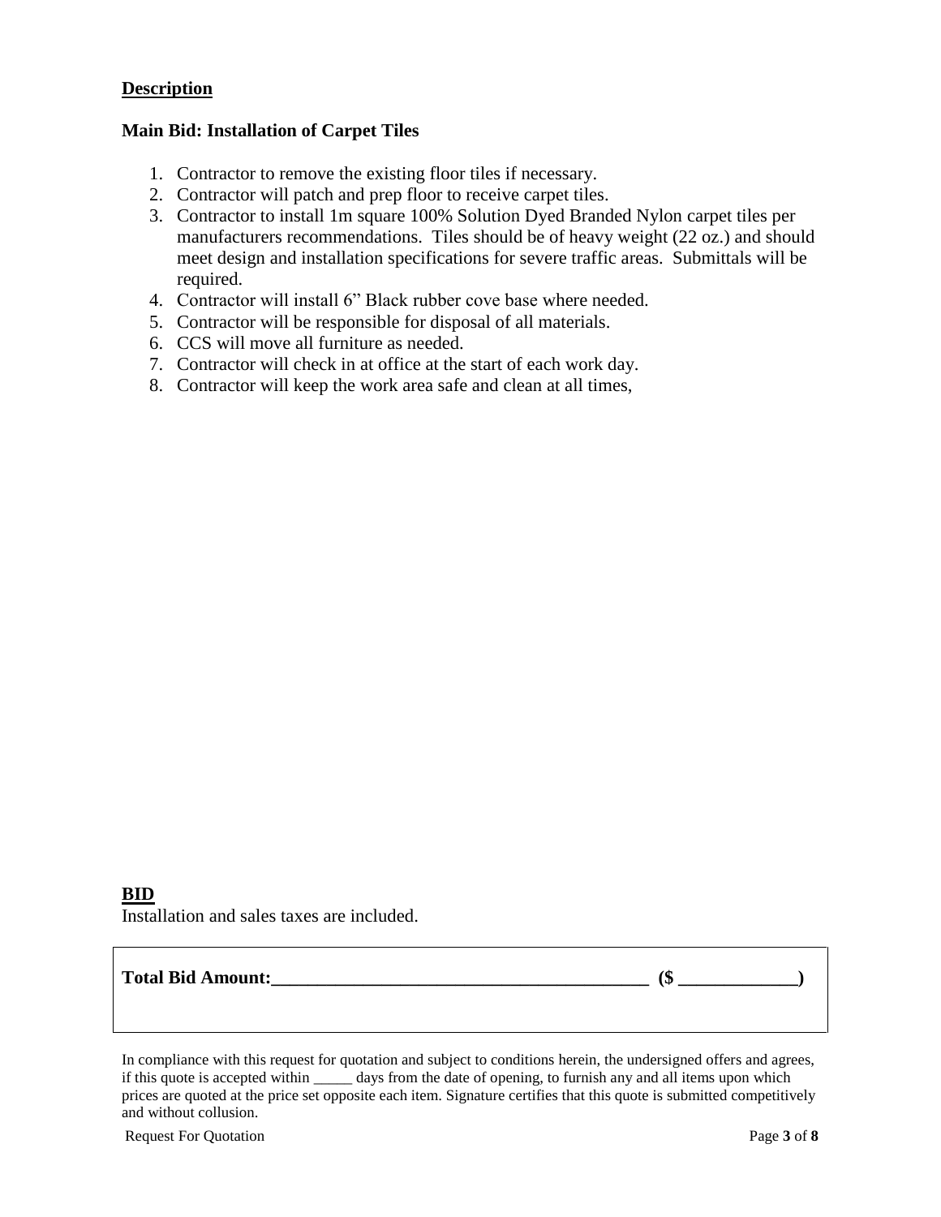**Description**

**Main Bid: Installation of Carpet Tiles**

1. Contractor to remove the existing floor tiles if necessary.
2. Contractor will patch and prep floor to receive carpet tiles.
3. Contractor to install 1m square 100% Solution Dyed Branded Nylon carpet tiles per manufacturers recommendations. Tiles should be of heavy weight (22 oz.) and should meet design and installation specifications for severe traffic areas. Submittals will be required.
4. Contractor will install 6" Black rubber cove base where needed.
5. Contractor will be responsible for disposal of all materials.
6. CCS will move all furniture as needed.
7. Contractor will check in at office at the start of each work day.
8. Contractor will keep the work area safe and clean at all times,

**BID**

Installation and sales taxes are included.

**Total Bid Amount:__________________________________________ ($ _____________)**

In compliance with this request for quotation and subject to conditions herein, the undersigned offers and agrees, if this quote is accepted within _____ days from the date of opening, to furnish any and all items upon which prices are quoted at the price set opposite each item. Signature certifies that this quote is submitted competitively and without collusion.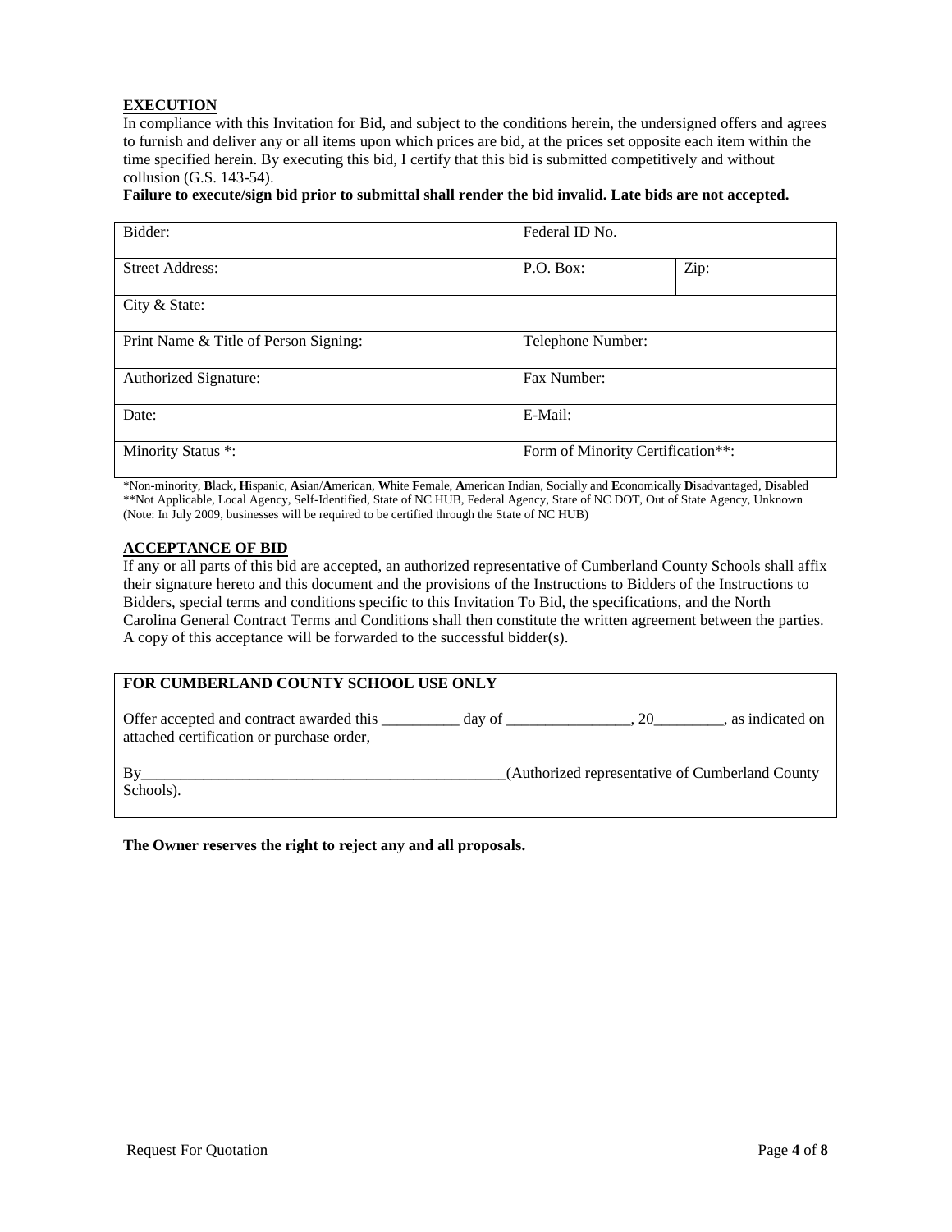## EXECUTION

In compliance with this Invitation for Bid, and subject to the conditions herein, the undersigned offers and agrees to furnish and deliver any or all items upon which prices are bid, at the prices set opposite each item within the time specified herein. By executing this bid, I certify that this bid is submitted competitively and without collusion (G.S. 143-54).

**Failure to execute/sign bid prior to submittal shall render the bid invalid. Late bids are not accepted.**

| Bidder: | Federal ID No. | |
|---|---|---|
| Street Address: | P.O. Box: | Zip: |
| City & State: | | |
| Print Name & Title of Person Signing: | Telephone Number: | |
| Authorized Signature: | Fax Number: | |
| Date: | E-Mail: | |
| Minority Status *: | Form of Minority Certification**: | |

*Non-minority, **B**lack, **H**ispanic, **A**sian/**A**merican, **W**hite **F**emale, **A**merican **I**ndian, **S**ocially and **E**conomically **D**isadvantaged, **D**isabled
**Not Applicable, Local Agency, Self-Identified, State of NC HUB, Federal Agency, State of NC DOT, Out of State Agency, Unknown
(Note: In July 2009, businesses will be required to be certified through the State of NC HUB)

## ACCEPTANCE OF BID

If any or all parts of this bid are accepted, an authorized representative of Cumberland County Schools shall affix their signature hereto and this document and the provisions of the Instructions to Bidders of the Instructions to Bidders, special terms and conditions specific to this Invitation To Bid, the specifications, and the North Carolina General Contract Terms and Conditions shall then constitute the written agreement between the parties. A copy of this acceptance will be forwarded to the successful bidder(s).

**FOR CUMBERLAND COUNTY SCHOOL USE ONLY**

Offer accepted and contract awarded this __________ day of ________________, 20_________, as indicated on attached certification or purchase order,

By________________________________________________(Authorized representative of Cumberland County Schools).

**The Owner reserves the right to reject any and all proposals.**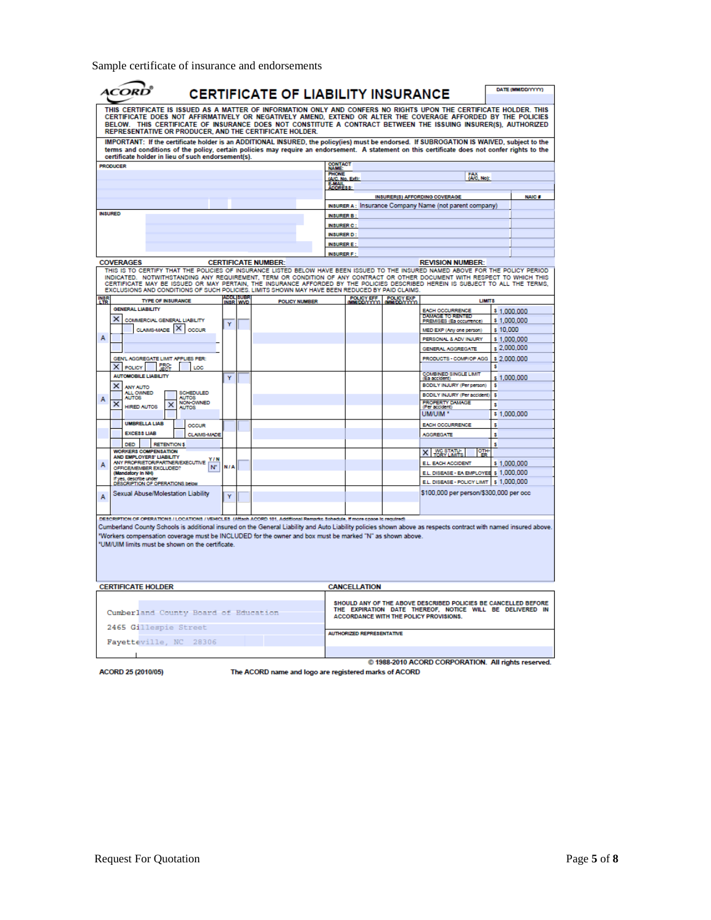Sample certificate of insurance and endorsements

# ACORD® CERTIFICATE OF LIABILITY INSURANCE

DATE (MM/DD/YYYY)

THIS CERTIFICATE IS ISSUED AS A MATTER OF INFORMATION ONLY AND CONFERS NO RIGHTS UPON THE CERTIFICATE HOLDER. THIS CERTIFICATE DOES NOT AFFIRMATIVELY OR NEGATIVELY AMEND, EXTEND OR ALTER THE COVERAGE AFFORDED BY THE POLICIES BELOW. THIS CERTIFICATE OF INSURANCE DOES NOT CONSTITUTE A CONTRACT BETWEEN THE ISSUING INSURER(S), AUTHORIZED REPRESENTATIVE OR PRODUCER, AND THE CERTIFICATE HOLDER.

IMPORTANT: If the certificate holder is an ADDITIONAL INSURED, the policy(ies) must be endorsed. If SUBROGATION IS WAIVED, subject to the terms and conditions of the policy, certain policies may require an endorsement. A statement on this certificate does not confer rights to the certificate holder in lieu of such endorsement(s).

| PRODUCER | CONTACT NAME: | |
|---|---|---|
| | PHONE (A/C, No, Ext): | FAX (A/C, No): |
| | E-MAIL ADDRESS: | |
| | INSURER(S) AFFORDING COVERAGE | NAIC # |
| | INSURER A: Insurance Company Name (not parent company) | |
| INSURED | INSURER B: | |
| | INSURER C: | |
| | INSURER D: | |
| | INSURER E: | |
| | INSURER F: | |

**COVERAGES** CERTIFICATE NUMBER: REVISION NUMBER:

THIS IS TO CERTIFY THAT THE POLICIES OF INSURANCE LISTED BELOW HAVE BEEN ISSUED TO THE INSURED NAMED ABOVE FOR THE POLICY PERIOD INDICATED. NOTWITHSTANDING ANY REQUIREMENT, TERM OR CONDITION OF ANY CONTRACT OR OTHER DOCUMENT WITH RESPECT TO WHICH THIS CERTIFICATE MAY BE ISSUED OR MAY PERTAIN, THE INSURANCE AFFORDED BY THE POLICIES DESCRIBED HEREIN IS SUBJECT TO ALL THE TERMS, EXCLUSIONS AND CONDITIONS OF SUCH POLICIES. LIMITS SHOWN MAY HAVE BEEN REDUCED BY PAID CLAIMS.

| INSR LTR | TYPE OF INSURANCE | ADDL INSR | SUBR WVD | POLICY NUMBER | POLICY EFF (MM/DD/YYYY) | POLICY EXP (MM/DD/YYYY) | LIMITS | |
|---|---|---|---|---|---|---|---|---|
| A | GENERAL LIABILITY<br>X COMMERCIAL GENERAL LIABILITY<br>CLAIMS-MADE X OCCUR<br>GEN'L AGGREGATE LIMIT APPLIES PER: X POLICY / PRO-JECT / LOC | Y | | | | | EACH OCCURRENCE | $ 1,000,000 |
| | | | | | | | DAMAGE TO RENTED PREMISES (Ea occurrence) | $ 1,000,000 |
| | | | | | | | MED EXP (Any one person) | $ 10,000 |
| | | | | | | | PERSONAL & ADV INJURY | $ 1,000,000 |
| | | | | | | | GENERAL AGGREGATE | $ 2,000,000 |
| | | | | | | | PRODUCTS - COMP/OP AGG | $ 2,000,000 |
| | | | | | | | | $ |
| A | AUTOMOBILE LIABILITY<br>X ANY AUTO<br>ALL OWNED AUTOS / SCHEDULED AUTOS<br>X HIRED AUTOS / X NON-OWNED AUTOS | Y | | | | | COMBINED SINGLE LIMIT (Ea accident) | $ 1,000,000 |
| | | | | | | | BODILY INJURY (Per person) | $ |
| | | | | | | | BODILY INJURY (Per accident) | $ |
| | | | | | | | PROPERTY DAMAGE (Per accident) | $ |
| | | | | | | | UM/UIM * | $ 1,000,000 |
| | UMBRELLA LIAB / OCCUR<br>EXCESS LIAB / CLAIMS-MADE<br>DED / RETENTION $ | | | | | | EACH OCCURRENCE | $ |
| | | | | | | | AGGREGATE | $ |
| | | | | | | | | $ |
| A | WORKERS COMPENSATION AND EMPLOYERS' LIABILITY Y/N<br>ANY PROPRIETOR/PARTNER/EXECUTIVE OFFICER/MEMBER EXCLUDED? N*<br>(Mandatory in NH)<br>If yes, describe under DESCRIPTION OF OPERATIONS below | N/A | | | | | X WC STATUTORY LIMITS / OTHER | |
| | | | | | | | E.L. EACH ACCIDENT | $ 1,000,000 |
| | | | | | | | E.L. DISEASE - EA EMPLOYEE | $ 1,000,000 |
| | | | | | | | E.L. DISEASE - POLICY LIMIT | $ 1,000,000 |
| A | Sexual Abuse/Molestation Liability | Y | | | | | $100,000 per person/$300,000 per occ | |

DESCRIPTION OF OPERATIONS / LOCATIONS / VEHICLES (Attach ACORD 101, Additional Remarks Schedule, if more space is required)

Cumberland County Schools is additional insured on the General Liability and Auto Liability policies shown above as respects contract with named insured above.

*Workers compensation coverage must be INCLUDED for the owner and box must be marked "N" as shown above.

*UM/UIM limits must be shown on the certificate.

| CERTIFICATE HOLDER | CANCELLATION |
|---|---|
| Cumberland County Board of Education<br>2465 Gillespie Street<br>Fayetteville, NC 28306 | SHOULD ANY OF THE ABOVE DESCRIBED POLICIES BE CANCELLED BEFORE THE EXPIRATION DATE THEREOF, NOTICE WILL BE DELIVERED IN ACCORDANCE WITH THE POLICY PROVISIONS. |
| | AUTHORIZED REPRESENTATIVE |

© 1988-2010 ACORD CORPORATION. All rights reserved.

ACORD 25 (2010/05) The ACORD name and logo are registered marks of ACORD

Request For Quotation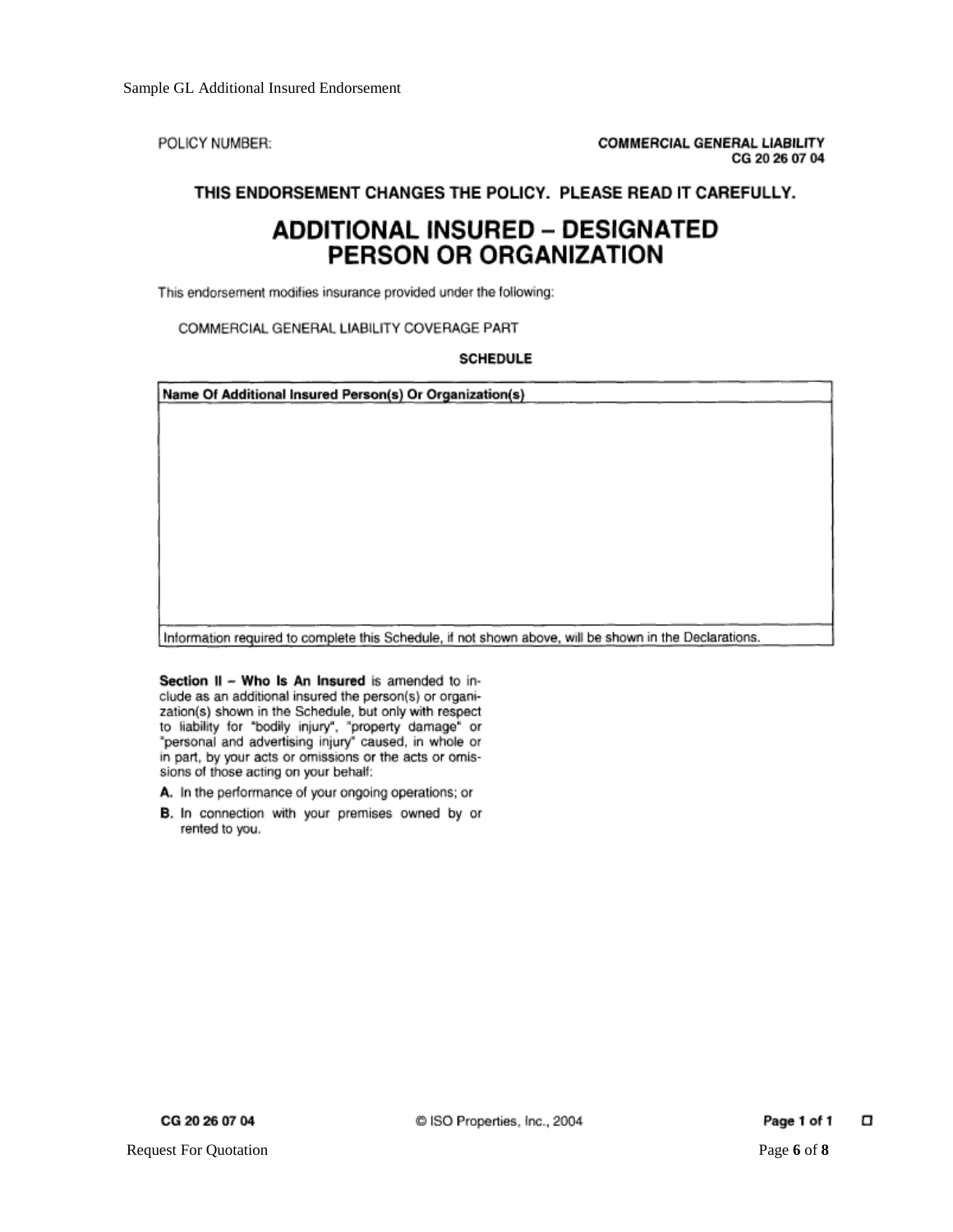Sample GL Additional Insured Endorsement

POLICY NUMBER:

**COMMERCIAL GENERAL LIABILITY**
**CG 20 26 07 04**

**THIS ENDORSEMENT CHANGES THE POLICY. PLEASE READ IT CAREFULLY.**

# ADDITIONAL INSURED – DESIGNATED PERSON OR ORGANIZATION

This endorsement modifies insurance provided under the following:

COMMERCIAL GENERAL LIABILITY COVERAGE PART

**SCHEDULE**

| **Name Of Additional Insured Person(s) Or Organization(s)** |
| --- |
| |
| Information required to complete this Schedule, if not shown above, will be shown in the Declarations. |

**Section II – Who Is An Insured** is amended to include as an additional insured the person(s) or organization(s) shown in the Schedule, but only with respect to liability for "bodily injury", "property damage" or "personal and advertising injury" caused, in whole or in part, by your acts or omissions or the acts or omissions of those acting on your behalf:

**A.** In the performance of your ongoing operations; or

**B.** In connection with your premises owned by or rented to you.

CG 20 26 07 04 © ISO Properties, Inc., 2004 Page 1 of 1

Request For Quotation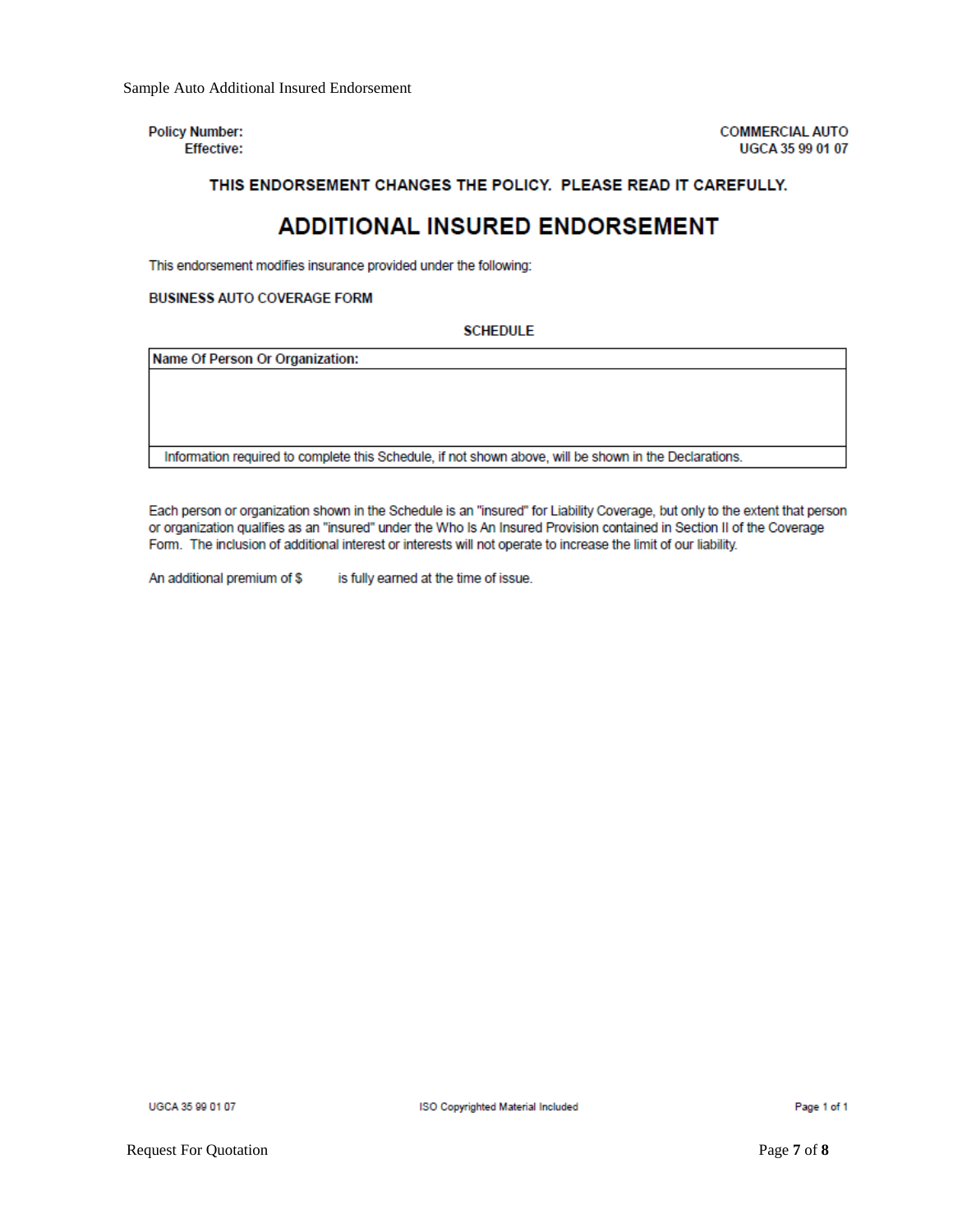Sample Auto Additional Insured Endorsement

**Policy Number:**
**Effective:**

**COMMERCIAL AUTO**
**UGCA 35 99 01 07**

**THIS ENDORSEMENT CHANGES THE POLICY. PLEASE READ IT CAREFULLY.**

# ADDITIONAL INSURED ENDORSEMENT

This endorsement modifies insurance provided under the following:

**BUSINESS AUTO COVERAGE FORM**

**SCHEDULE**

| **Name Of Person Or Organization:** |
| --- |
| |
| Information required to complete this Schedule, if not shown above, will be shown in the Declarations. |

Each person or organization shown in the Schedule is an "insured" for Liability Coverage, but only to the extent that person or organization qualifies as an "insured" under the Who Is An Insured Provision contained in Section II of the Coverage Form. The inclusion of additional interest or interests will not operate to increase the limit of our liability.

An additional premium of $ is fully earned at the time of issue.

UGCA 35 99 01 07 ISO Copyrighted Material Included Page 1 of 1

Request For Quotation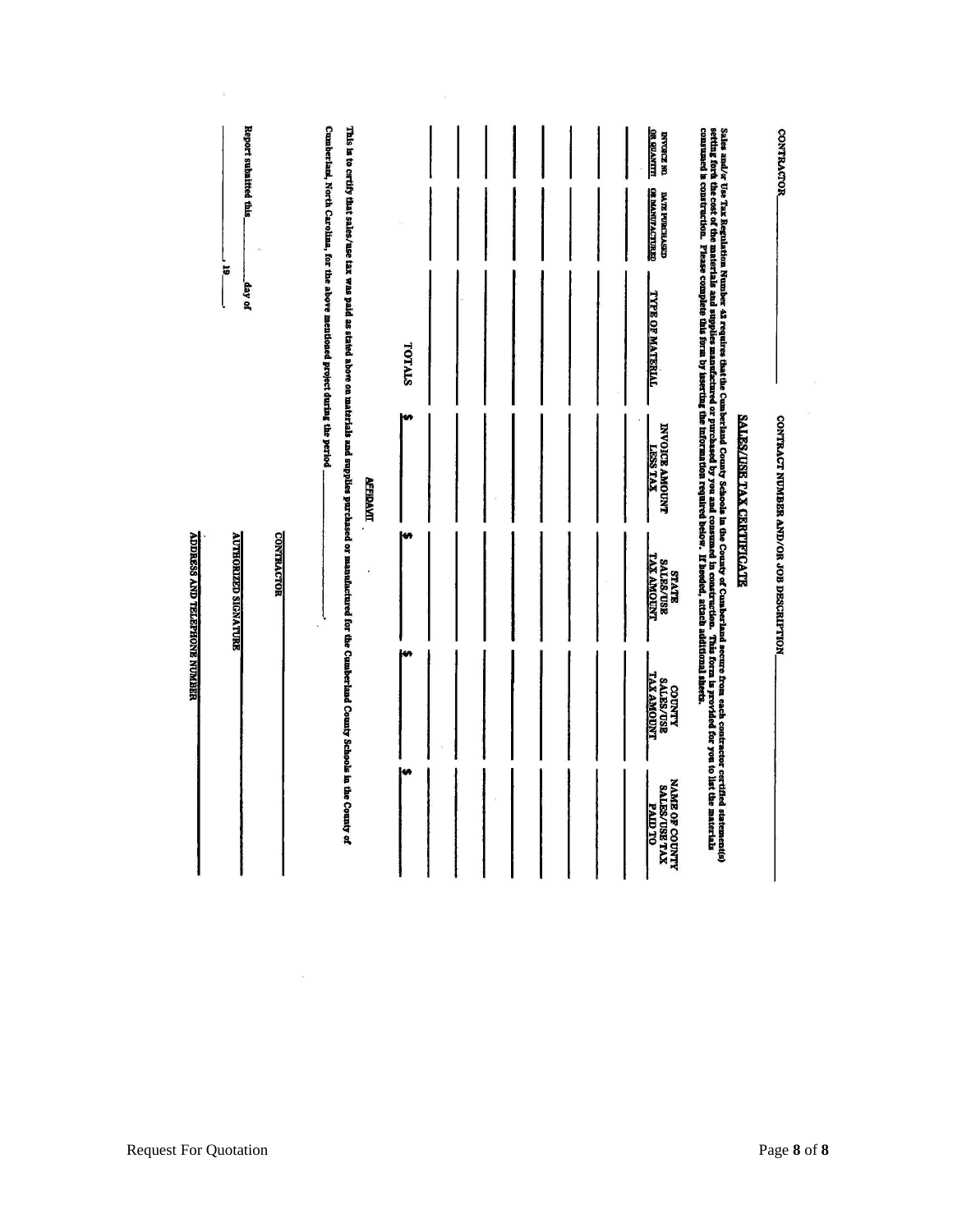CONTRACTOR_______________ CONTRACT NUMBER AND/OR JOB DESCRIPTION_______________

## SALES/USE TAX CERTIFICATE

Sales and/or Use Tax Regulation Number 42 requires that the Cumberland County Schools in the County of Cumberland secure from each contractor certified statement(s) setting forth the cost of the materials and supplies manufactured or purchased by you and consumed in construction. This form is provided for you to list the materials consumed in construction. Please complete this form by inserting the information required below. If needed, attach additional sheets.

| INVOICE NO. OR QUANTITY | DATE PURCHASED OR MANUFACTURED | TYPE OF MATERIAL | INVOICE AMOUNT LESS TAX | STATE SALES/USE TAX AMOUNT | COUNTY SALES/USE TAX AMOUNT | NAME OF COUNTY SALES/USE TAX PAID TO |
|---|---|---|---|---|---|---|
| | | | | | | |
| | | | | | | |
| | | | | | | |
| | | | | | | |
| | | | | | | |
| | | | | | | |
| | | | | | | |
| | | | | | | |
| | | | | | | |
| | | TOTALS | $ | $ | $ | |

### AFFIDAVIT

This is to certify that sales/use tax was paid as stated above on materials and supplies purchased or manufactured for the Cumberland County Schools in the County of Cumberland, North Carolina, for the above mentioned project during the period _______________.

Report submitted this_______ day of _______________, 19___

CONTRACTOR _______________

AUTHORIZED SIGNATURE _______________

ADDRESS AND TELEPHONE NUMBER _______________